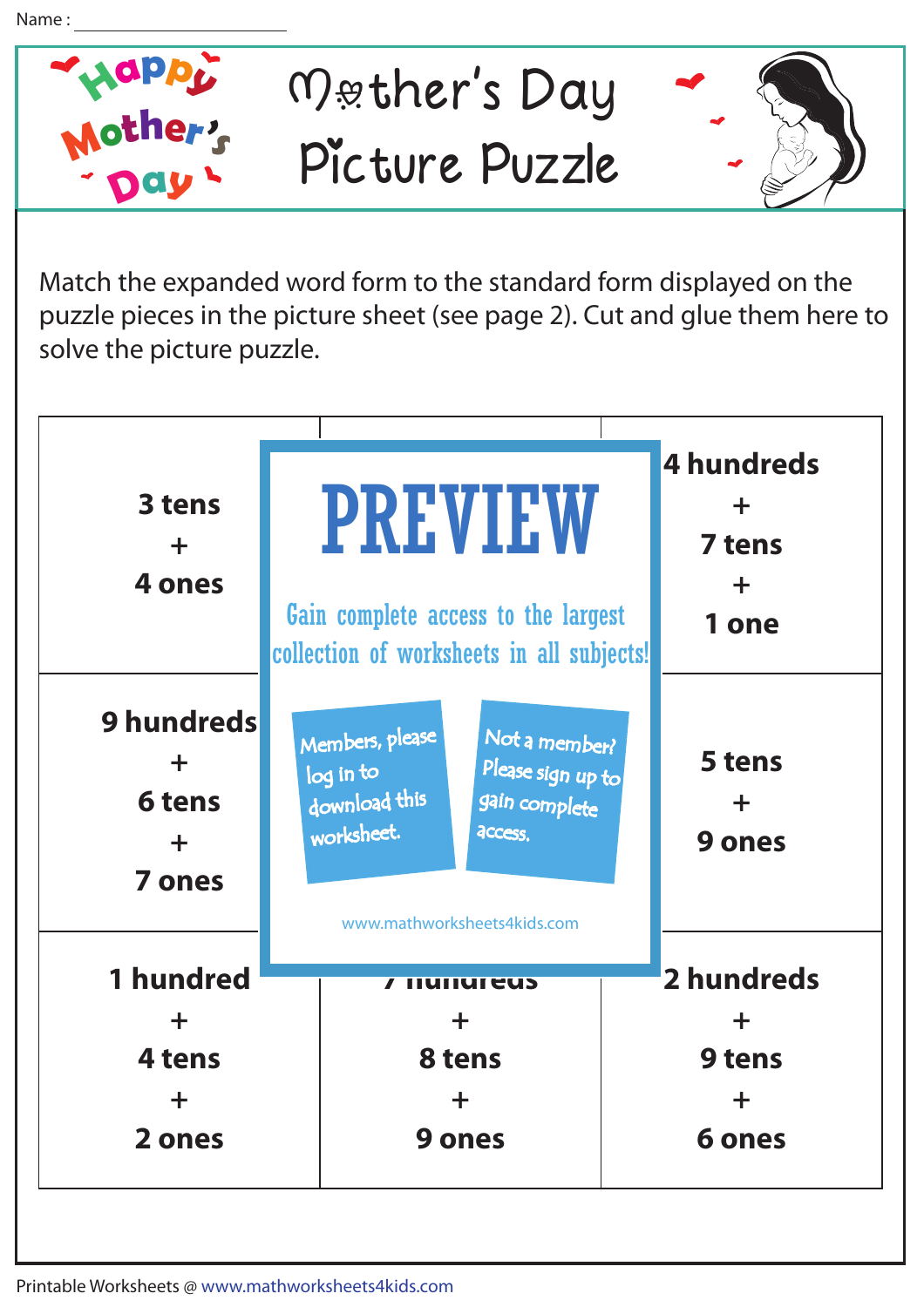Name : ____________________

# Mother's Day Picture Puzzle

Match the expanded word form to the standard form displayed on the puzzle pieces in the picture sheet (see page 2). Cut and glue them here to solve the picture puzzle.

| | | |
|---|---|---|
| 3 tens + 4 ones | | 4 hundreds + 7 tens + 1 one |
| 9 hundreds + 6 tens + 7 ones | | 5 tens + 9 ones |
| 1 hundred + 4 tens + 2 ones | 7 hundreds + 8 tens + 9 ones | 2 hundreds + 9 tens + 6 ones |

**PREVIEW**

Gain complete access to the largest collection of worksheets in all subjects!

Members, please log in to download this worksheet.

Not a member? Please sign up to gain complete access.

www.mathworksheets4kids.com

Printable Worksheets @ www.mathworksheets4kids.com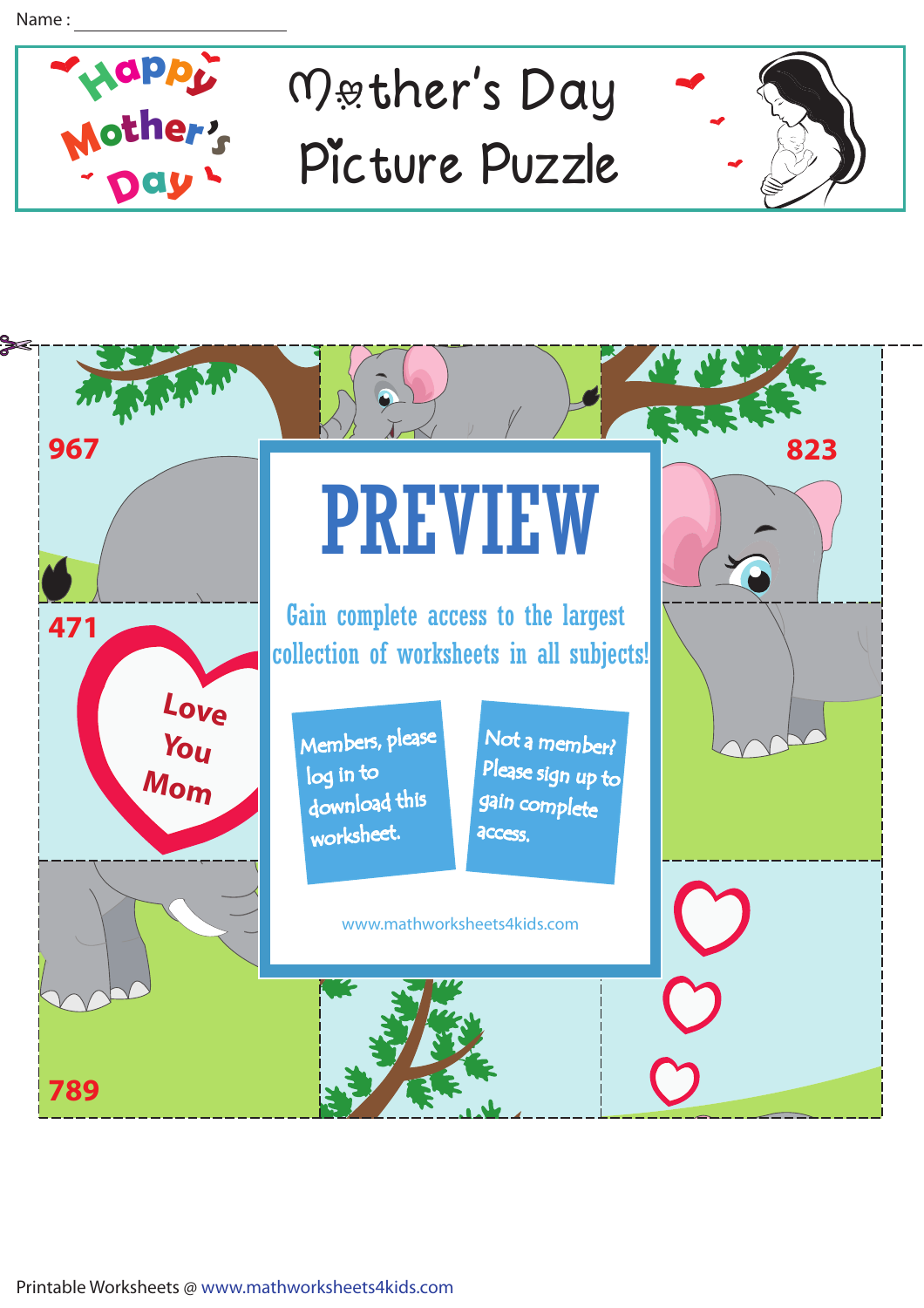Name : ____________________

# Mother's Day Picture Puzzle

Happy Mother's Day

967

823

471

Love You Mom

789

PREVIEW

Gain complete access to the largest collection of worksheets in all subjects!

Members, please log in to download this worksheet.

Not a member? Please sign up to gain complete access.

www.mathworksheets4kids.com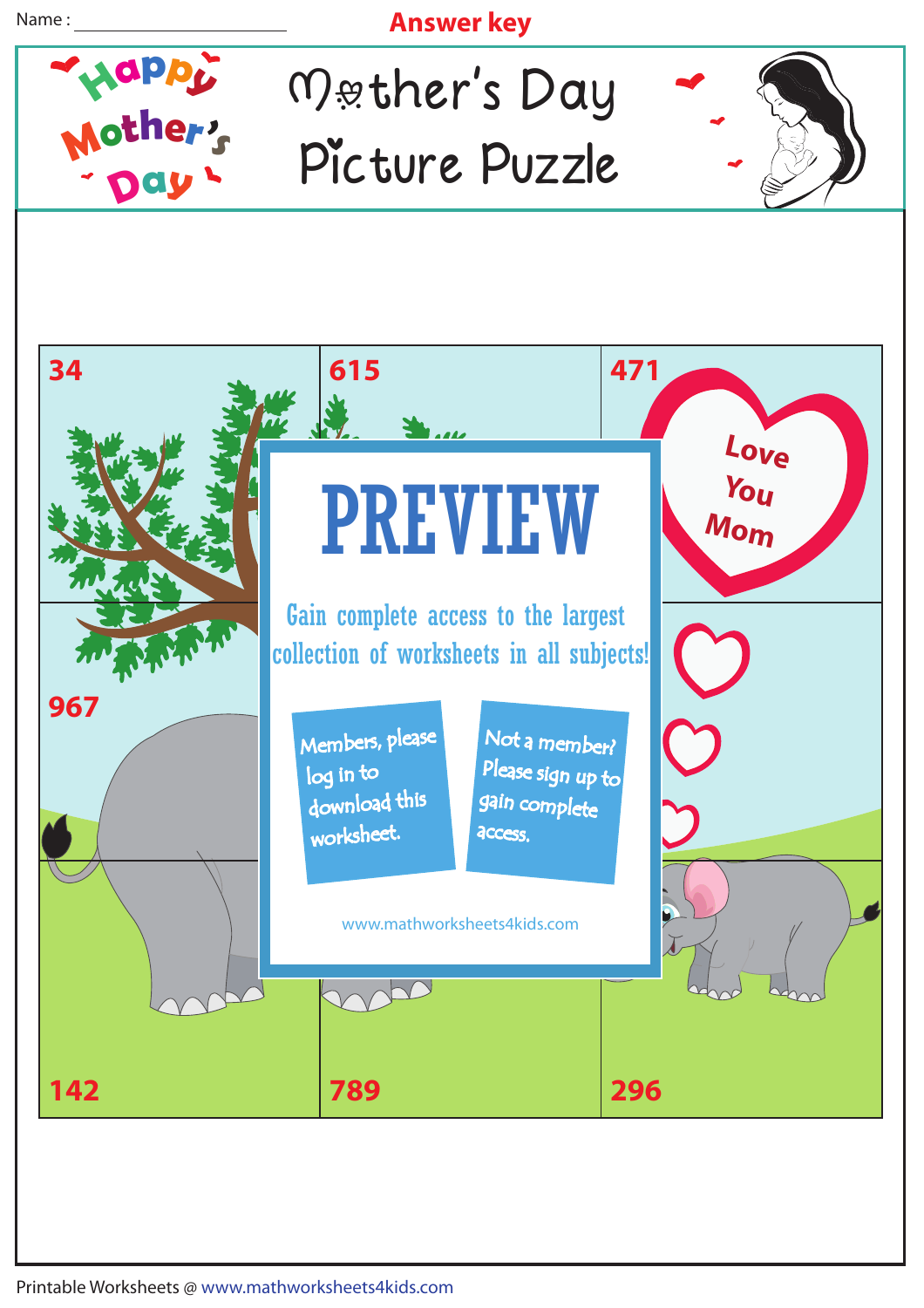Name : ____________________

**Answer key**

# Mother's Day Picture Puzzle

Happy Mother's Day

| | | |
|---|---|---|
| 34 | 615 | 471 |
| 967 | | |
| 142 | 789 | 296 |

Love You Mom

PREVIEW

Gain complete access to the largest collection of worksheets in all subjects!

Members, please log in to download this worksheet.

Not a member? Please sign up to gain complete access.

www.mathworksheets4kids.com

Printable Worksheets @ www.mathworksheets4kids.com